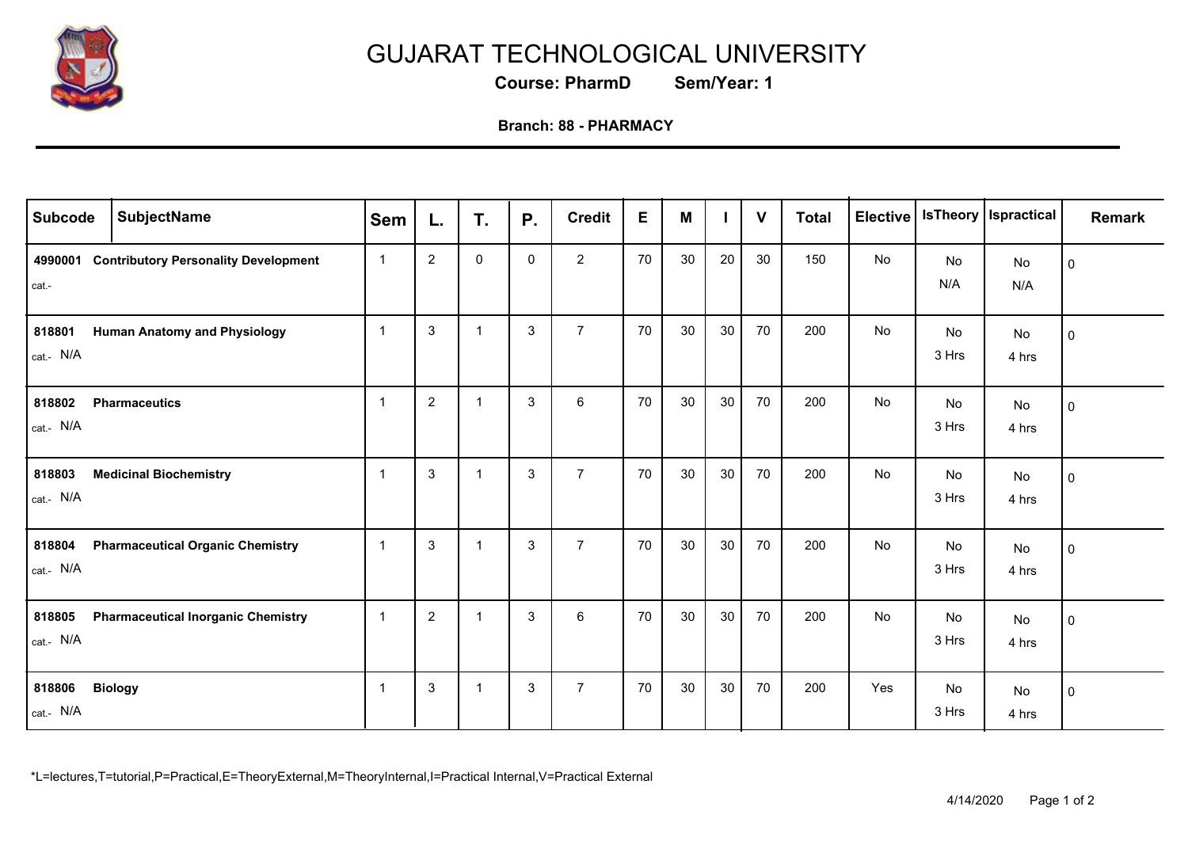# GUJARAT TECHNOLOGICAL UNIVERSITY

**Course: PharmD        Sem/Year: 1**

**Branch: 88 - PHARMACY**

| Subcode | SubjectName | Sem | L. | T. | P. | Credit | E | M | I | V | Total | Elective | IsTheory | Ispractical | Remark |
|---|---|---|---|---|---|---|---|---|---|---|---|---|---|---|---|
| 4990001<br>cat.- | **Contributory Personality Development** | 1 | 2 | 0 | 0 | 2 | 70 | 30 | 20 | 30 | 150 | No | No<br>N/A | No<br>N/A | 0 |
| 818801<br>cat.- N/A | **Human Anatomy and Physiology** | 1 | 3 | 1 | 3 | 7 | 70 | 30 | 30 | 70 | 200 | No | No<br>3 Hrs | No<br>4 hrs | 0 |
| 818802<br>cat.- N/A | **Pharmaceutics** | 1 | 2 | 1 | 3 | 6 | 70 | 30 | 30 | 70 | 200 | No | No<br>3 Hrs | No<br>4 hrs | 0 |
| 818803<br>cat.- N/A | **Medicinal Biochemistry** | 1 | 3 | 1 | 3 | 7 | 70 | 30 | 30 | 70 | 200 | No | No<br>3 Hrs | No<br>4 hrs | 0 |
| 818804<br>cat.- N/A | **Pharmaceutical Organic Chemistry** | 1 | 3 | 1 | 3 | 7 | 70 | 30 | 30 | 70 | 200 | No | No<br>3 Hrs | No<br>4 hrs | 0 |
| 818805<br>cat.- N/A | **Pharmaceutical Inorganic Chemistry** | 1 | 2 | 1 | 3 | 6 | 70 | 30 | 30 | 70 | 200 | No | No<br>3 Hrs | No<br>4 hrs | 0 |
| 818806<br>cat.- N/A | **Biology** | 1 | 3 | 1 | 3 | 7 | 70 | 30 | 30 | 70 | 200 | Yes | No<br>3 Hrs | No<br>4 hrs | 0 |

*L=lectures,T=tutorial,P=Practical,E=TheoryExternal,M=TheoryInternal,I=Practical Internal,V=Practical External

4/14/2020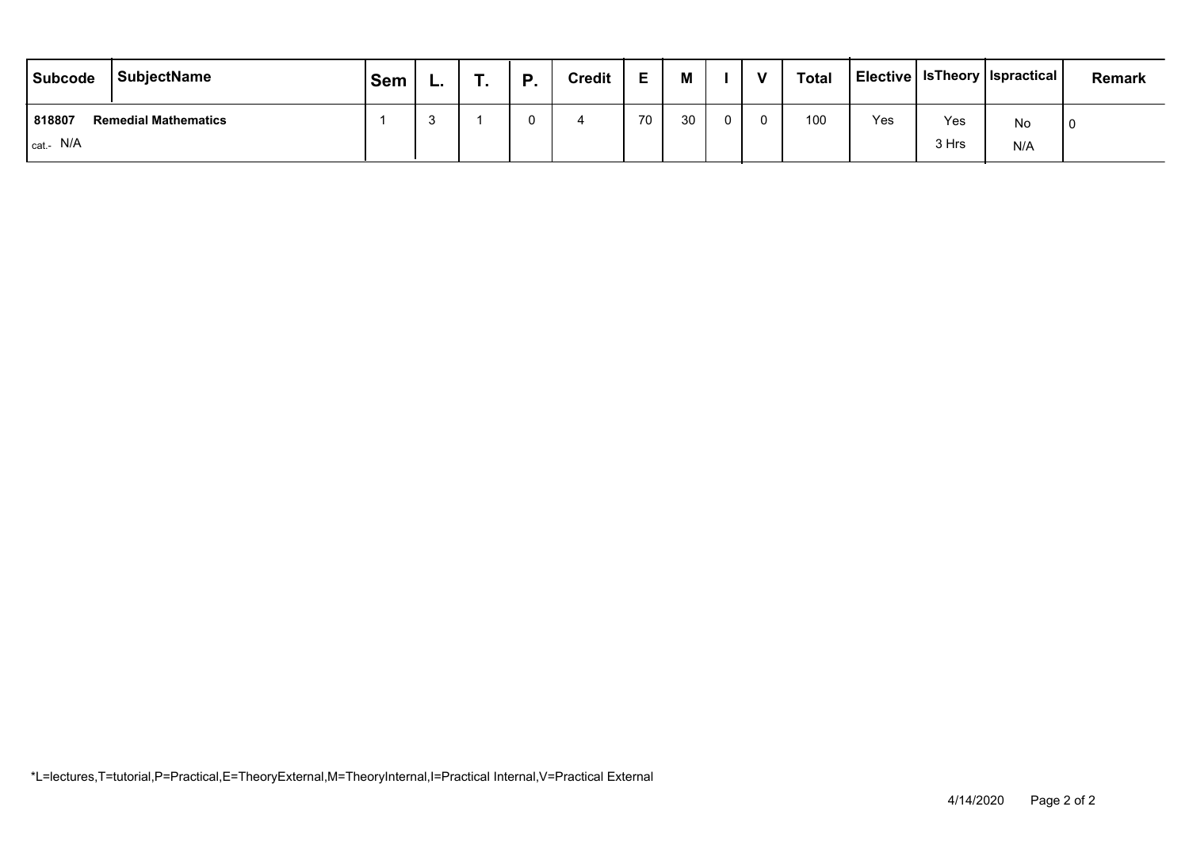| Subcode | SubjectName | Sem | L. | T. | P. | Credit | E | M | I | V | Total | Elective | IsTheory | Ispractical | Remark |
|---|---|---|---|---|---|---|---|---|---|---|---|---|---|---|---|
| 818807<br>cat.- N/A | **Remedial Mathematics** | 1 | 3 | 1 | 0 | 4 | 70 | 30 | 0 | 0 | 100 | Yes | Yes<br>3 Hrs | No<br>N/A | 0 |

*L=lectures,T=tutorial,P=Practical,E=TheoryExternal,M=TheoryInternal,I=Practical Internal,V=Practical External

4/14/2020